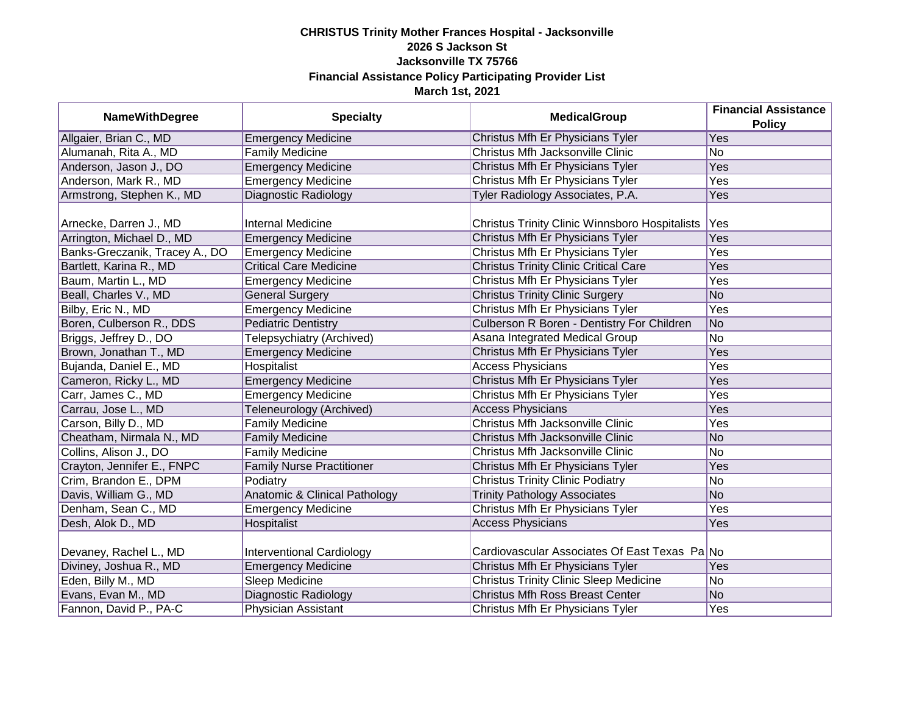**CHRISTUS Trinity Mother Frances Hospital - Jacksonville**
**2026 S Jackson St**
**Jacksonville TX 75766**
**Financial Assistance Policy Participating Provider List**
**March 1st, 2021**

| NameWithDegree | Specialty | MedicalGroup | Financial Assistance Policy |
|---|---|---|---|
| Allgaier, Brian C., MD | Emergency Medicine | Christus Mfh Er Physicians Tyler | Yes |
| Alumanah, Rita A., MD | Family Medicine | Christus Mfh Jacksonville Clinic | No |
| Anderson, Jason J., DO | Emergency Medicine | Christus Mfh Er Physicians Tyler | Yes |
| Anderson, Mark R., MD | Emergency Medicine | Christus Mfh Er Physicians Tyler | Yes |
| Armstrong, Stephen K., MD | Diagnostic Radiology | Tyler Radiology Associates, P.A. | Yes |
| Arnecke, Darren J., MD | Internal Medicine | Christus Trinity Clinic Winnsboro Hospitalists | Yes |
| Arrington, Michael D., MD | Emergency Medicine | Christus Mfh Er Physicians Tyler | Yes |
| Banks-Greczanik, Tracey A., DO | Emergency Medicine | Christus Mfh Er Physicians Tyler | Yes |
| Bartlett, Karina R., MD | Critical Care Medicine | Christus Trinity Clinic Critical Care | Yes |
| Baum, Martin L., MD | Emergency Medicine | Christus Mfh Er Physicians Tyler | Yes |
| Beall, Charles V., MD | General Surgery | Christus Trinity Clinic Surgery | No |
| Bilby, Eric N., MD | Emergency Medicine | Christus Mfh Er Physicians Tyler | Yes |
| Boren, Culberson R., DDS | Pediatric Dentistry | Culberson R Boren - Dentistry For Children | No |
| Briggs, Jeffrey D., DO | Telepsychiatry (Archived) | Asana Integrated Medical Group | No |
| Brown, Jonathan T., MD | Emergency Medicine | Christus Mfh Er Physicians Tyler | Yes |
| Bujanda, Daniel E., MD | Hospitalist | Access Physicians | Yes |
| Cameron, Ricky L., MD | Emergency Medicine | Christus Mfh Er Physicians Tyler | Yes |
| Carr, James C., MD | Emergency Medicine | Christus Mfh Er Physicians Tyler | Yes |
| Carrau, Jose L., MD | Teleneurology (Archived) | Access Physicians | Yes |
| Carson, Billy D., MD | Family Medicine | Christus Mfh Jacksonville Clinic | Yes |
| Cheatham, Nirmala N., MD | Family Medicine | Christus Mfh Jacksonville Clinic | No |
| Collins, Alison J., DO | Family Medicine | Christus Mfh Jacksonville Clinic | No |
| Crayton, Jennifer E., FNPC | Family Nurse Practitioner | Christus Mfh Er Physicians Tyler | Yes |
| Crim, Brandon E., DPM | Podiatry | Christus Trinity Clinic Podiatry | No |
| Davis, William G., MD | Anatomic & Clinical Pathology | Trinity Pathology Associates | No |
| Denham, Sean C., MD | Emergency Medicine | Christus Mfh Er Physicians Tyler | Yes |
| Desh, Alok D., MD | Hospitalist | Access Physicians | Yes |
| Devaney, Rachel L., MD | Interventional Cardiology | Cardiovascular Associates Of East Texas Pa | No |
| Diviney, Joshua R., MD | Emergency Medicine | Christus Mfh Er Physicians Tyler | Yes |
| Eden, Billy M., MD | Sleep Medicine | Christus Trinity Clinic Sleep Medicine | No |
| Evans, Evan M., MD | Diagnostic Radiology | Christus Mfh Ross Breast Center | No |
| Fannon, David P., PA-C | Physician Assistant | Christus Mfh Er Physicians Tyler | Yes |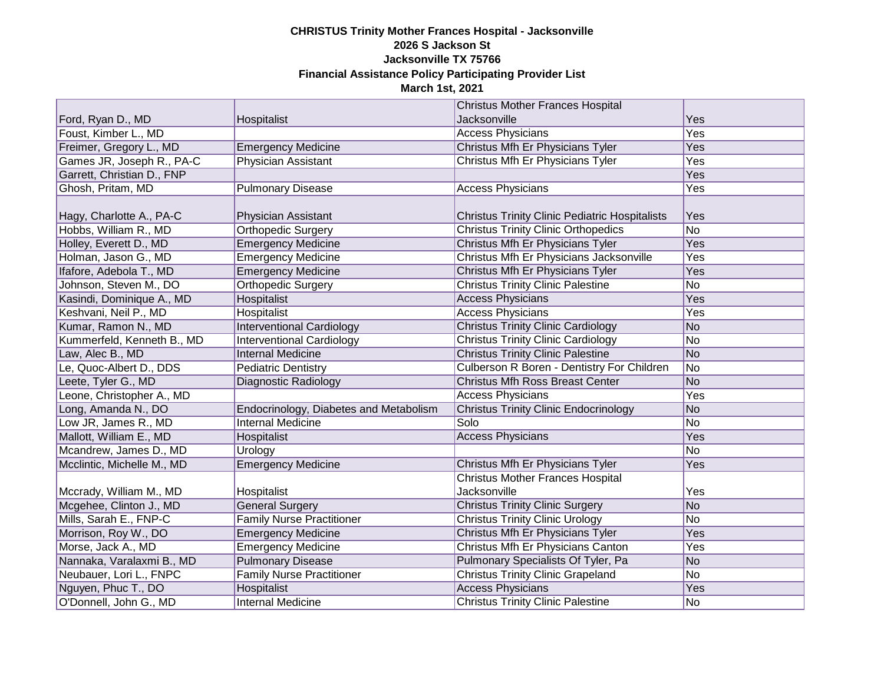**CHRISTUS Trinity Mother Frances Hospital - Jacksonville**
**2026 S Jackson St**
**Jacksonville TX 75766**
**Financial Assistance Policy Participating Provider List**
**March 1st, 2021**

| | | | |
|---|---|---|---|
| Ford, Ryan D., MD | Hospitalist | Christus Mother Frances Hospital Jacksonville | Yes |
| Foust, Kimber L., MD | | Access Physicians | Yes |
| Freimer, Gregory L., MD | Emergency Medicine | Christus Mfh Er Physicians Tyler | Yes |
| Games JR, Joseph R., PA-C | Physician Assistant | Christus Mfh Er Physicians Tyler | Yes |
| Garrett, Christian D., FNP | | | Yes |
| Ghosh, Pritam, MD | Pulmonary Disease | Access Physicians | Yes |
| Hagy, Charlotte A., PA-C | Physician Assistant | Christus Trinity Clinic Pediatric Hospitalists | Yes |
| Hobbs, William R., MD | Orthopedic Surgery | Christus Trinity Clinic Orthopedics | No |
| Holley, Everett D., MD | Emergency Medicine | Christus Mfh Er Physicians Tyler | Yes |
| Holman, Jason G., MD | Emergency Medicine | Christus Mfh Er Physicians Jacksonville | Yes |
| Ifafore, Adebola T., MD | Emergency Medicine | Christus Mfh Er Physicians Tyler | Yes |
| Johnson, Steven M., DO | Orthopedic Surgery | Christus Trinity Clinic Palestine | No |
| Kasindi, Dominique A., MD | Hospitalist | Access Physicians | Yes |
| Keshvani, Neil P., MD | Hospitalist | Access Physicians | Yes |
| Kumar, Ramon N., MD | Interventional Cardiology | Christus Trinity Clinic Cardiology | No |
| Kummerfeld, Kenneth B., MD | Interventional Cardiology | Christus Trinity Clinic Cardiology | No |
| Law, Alec B., MD | Internal Medicine | Christus Trinity Clinic Palestine | No |
| Le, Quoc-Albert D., DDS | Pediatric Dentistry | Culberson R Boren - Dentistry For Children | No |
| Leete, Tyler G., MD | Diagnostic Radiology | Christus Mfh Ross Breast Center | No |
| Leone, Christopher A., MD | | Access Physicians | Yes |
| Long, Amanda N., DO | Endocrinology, Diabetes and Metabolism | Christus Trinity Clinic Endocrinology | No |
| Low JR, James R., MD | Internal Medicine | Solo | No |
| Mallott, William E., MD | Hospitalist | Access Physicians | Yes |
| Mcandrew, James D., MD | Urology | | No |
| Mcclintic, Michelle M., MD | Emergency Medicine | Christus Mfh Er Physicians Tyler | Yes |
| Mccrady, William M., MD | Hospitalist | Christus Mother Frances Hospital Jacksonville | Yes |
| Mcgehee, Clinton J., MD | General Surgery | Christus Trinity Clinic Surgery | No |
| Mills, Sarah E., FNP-C | Family Nurse Practitioner | Christus Trinity Clinic Urology | No |
| Morrison, Roy W., DO | Emergency Medicine | Christus Mfh Er Physicians Tyler | Yes |
| Morse, Jack A., MD | Emergency Medicine | Christus Mfh Er Physicians Canton | Yes |
| Nannaka, Varalaxmi B., MD | Pulmonary Disease | Pulmonary Specialists Of Tyler, Pa | No |
| Neubauer, Lori L., FNPC | Family Nurse Practitioner | Christus Trinity Clinic Grapeland | No |
| Nguyen, Phuc T., DO | Hospitalist | Access Physicians | Yes |
| O'Donnell, John G., MD | Internal Medicine | Christus Trinity Clinic Palestine | No |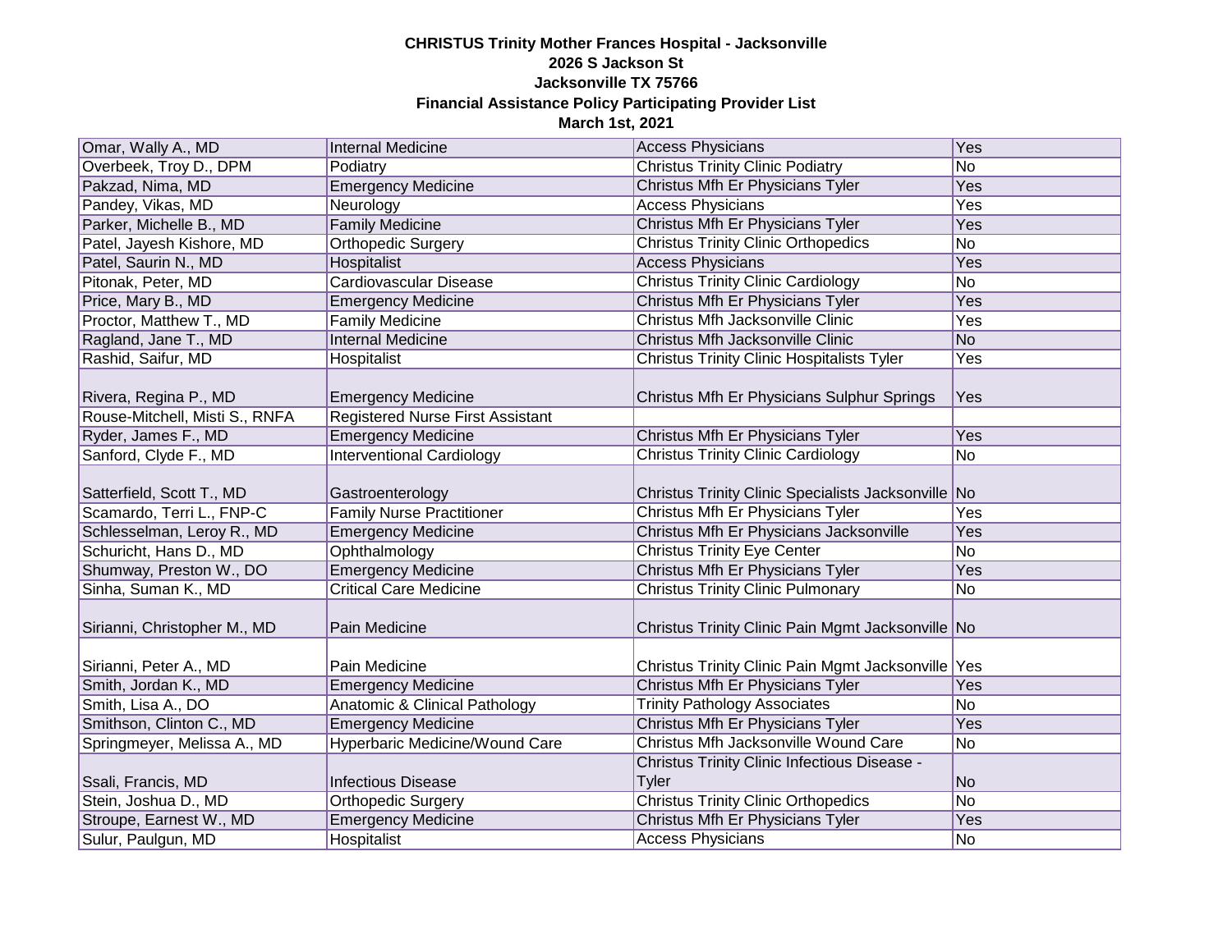**CHRISTUS Trinity Mother Frances Hospital - Jacksonville**
**2026 S Jackson St**
**Jacksonville TX 75766**
**Financial Assistance Policy Participating Provider List**
**March 1st, 2021**

| | | | |
|---|---|---|---|
| Omar, Wally A., MD | Internal Medicine | Access Physicians | Yes |
| Overbeek, Troy D., DPM | Podiatry | Christus Trinity Clinic Podiatry | No |
| Pakzad, Nima, MD | Emergency Medicine | Christus Mfh Er Physicians Tyler | Yes |
| Pandey, Vikas, MD | Neurology | Access Physicians | Yes |
| Parker, Michelle B., MD | Family Medicine | Christus Mfh Er Physicians Tyler | Yes |
| Patel, Jayesh Kishore, MD | Orthopedic Surgery | Christus Trinity Clinic Orthopedics | No |
| Patel, Saurin N., MD | Hospitalist | Access Physicians | Yes |
| Pitonak, Peter, MD | Cardiovascular Disease | Christus Trinity Clinic Cardiology | No |
| Price, Mary B., MD | Emergency Medicine | Christus Mfh Er Physicians Tyler | Yes |
| Proctor, Matthew T., MD | Family Medicine | Christus Mfh Jacksonville Clinic | Yes |
| Ragland, Jane T., MD | Internal Medicine | Christus Mfh Jacksonville Clinic | No |
| Rashid, Saifur, MD | Hospitalist | Christus Trinity Clinic Hospitalists Tyler | Yes |
| Rivera, Regina P., MD | Emergency Medicine | Christus Mfh Er Physicians Sulphur Springs | Yes |
| Rouse-Mitchell, Misti S., RNFA | Registered Nurse First Assistant | | |
| Ryder, James F., MD | Emergency Medicine | Christus Mfh Er Physicians Tyler | Yes |
| Sanford, Clyde F., MD | Interventional Cardiology | Christus Trinity Clinic Cardiology | No |
| Satterfield, Scott T., MD | Gastroenterology | Christus Trinity Clinic Specialists Jacksonville | No |
| Scamardo, Terri L., FNP-C | Family Nurse Practitioner | Christus Mfh Er Physicians Tyler | Yes |
| Schlesselman, Leroy R., MD | Emergency Medicine | Christus Mfh Er Physicians Jacksonville | Yes |
| Schuricht, Hans D., MD | Ophthalmology | Christus Trinity Eye Center | No |
| Shumway, Preston W., DO | Emergency Medicine | Christus Mfh Er Physicians Tyler | Yes |
| Sinha, Suman K., MD | Critical Care Medicine | Christus Trinity Clinic Pulmonary | No |
| Sirianni, Christopher M., MD | Pain Medicine | Christus Trinity Clinic Pain Mgmt Jacksonville | No |
| Sirianni, Peter A., MD | Pain Medicine | Christus Trinity Clinic Pain Mgmt Jacksonville | Yes |
| Smith, Jordan K., MD | Emergency Medicine | Christus Mfh Er Physicians Tyler | Yes |
| Smith, Lisa A., DO | Anatomic & Clinical Pathology | Trinity Pathology Associates | No |
| Smithson, Clinton C., MD | Emergency Medicine | Christus Mfh Er Physicians Tyler | Yes |
| Springmeyer, Melissa A., MD | Hyperbaric Medicine/Wound Care | Christus Mfh Jacksonville Wound Care | No |
| Ssali, Francis, MD | Infectious Disease | Christus Trinity Clinic Infectious Disease - Tyler | No |
| Stein, Joshua D., MD | Orthopedic Surgery | Christus Trinity Clinic Orthopedics | No |
| Stroupe, Earnest W., MD | Emergency Medicine | Christus Mfh Er Physicians Tyler | Yes |
| Sulur, Paulgun, MD | Hospitalist | Access Physicians | No |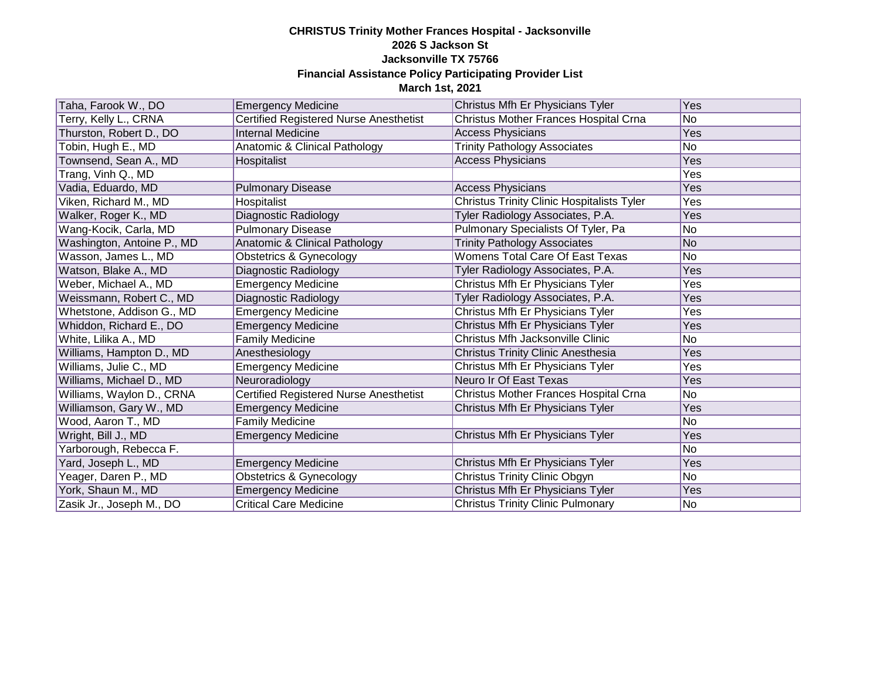**CHRISTUS Trinity Mother Frances Hospital - Jacksonville**
**2026 S Jackson St**
**Jacksonville TX 75766**
**Financial Assistance Policy Participating Provider List**
**March 1st, 2021**

| | | | |
|---|---|---|---|
| Taha, Farook W., DO | Emergency Medicine | Christus Mfh Er Physicians Tyler | Yes |
| Terry, Kelly L., CRNA | Certified Registered Nurse Anesthetist | Christus Mother Frances Hospital Crna | No |
| Thurston, Robert D., DO | Internal Medicine | Access Physicians | Yes |
| Tobin, Hugh E., MD | Anatomic & Clinical Pathology | Trinity Pathology Associates | No |
| Townsend, Sean A., MD | Hospitalist | Access Physicians | Yes |
| Trang, Vinh Q., MD | | | Yes |
| Vadia, Eduardo, MD | Pulmonary Disease | Access Physicians | Yes |
| Viken, Richard M., MD | Hospitalist | Christus Trinity Clinic Hospitalists Tyler | Yes |
| Walker, Roger K., MD | Diagnostic Radiology | Tyler Radiology Associates, P.A. | Yes |
| Wang-Kocik, Carla, MD | Pulmonary Disease | Pulmonary Specialists Of Tyler, Pa | No |
| Washington, Antoine P., MD | Anatomic & Clinical Pathology | Trinity Pathology Associates | No |
| Wasson, James L., MD | Obstetrics & Gynecology | Womens Total Care Of East Texas | No |
| Watson, Blake A., MD | Diagnostic Radiology | Tyler Radiology Associates, P.A. | Yes |
| Weber, Michael A., MD | Emergency Medicine | Christus Mfh Er Physicians Tyler | Yes |
| Weissmann, Robert C., MD | Diagnostic Radiology | Tyler Radiology Associates, P.A. | Yes |
| Whetstone, Addison G., MD | Emergency Medicine | Christus Mfh Er Physicians Tyler | Yes |
| Whiddon, Richard E., DO | Emergency Medicine | Christus Mfh Er Physicians Tyler | Yes |
| White, Lilika A., MD | Family Medicine | Christus Mfh Jacksonville Clinic | No |
| Williams, Hampton D., MD | Anesthesiology | Christus Trinity Clinic Anesthesia | Yes |
| Williams, Julie C., MD | Emergency Medicine | Christus Mfh Er Physicians Tyler | Yes |
| Williams, Michael D., MD | Neuroradiology | Neuro Ir Of East Texas | Yes |
| Williams, Waylon D., CRNA | Certified Registered Nurse Anesthetist | Christus Mother Frances Hospital Crna | No |
| Williamson, Gary W., MD | Emergency Medicine | Christus Mfh Er Physicians Tyler | Yes |
| Wood, Aaron T., MD | Family Medicine | | No |
| Wright, Bill J., MD | Emergency Medicine | Christus Mfh Er Physicians Tyler | Yes |
| Yarborough, Rebecca F. | | | No |
| Yard, Joseph L., MD | Emergency Medicine | Christus Mfh Er Physicians Tyler | Yes |
| Yeager, Daren P., MD | Obstetrics & Gynecology | Christus Trinity Clinic Obgyn | No |
| York, Shaun M., MD | Emergency Medicine | Christus Mfh Er Physicians Tyler | Yes |
| Zasik Jr., Joseph M., DO | Critical Care Medicine | Christus Trinity Clinic Pulmonary | No |